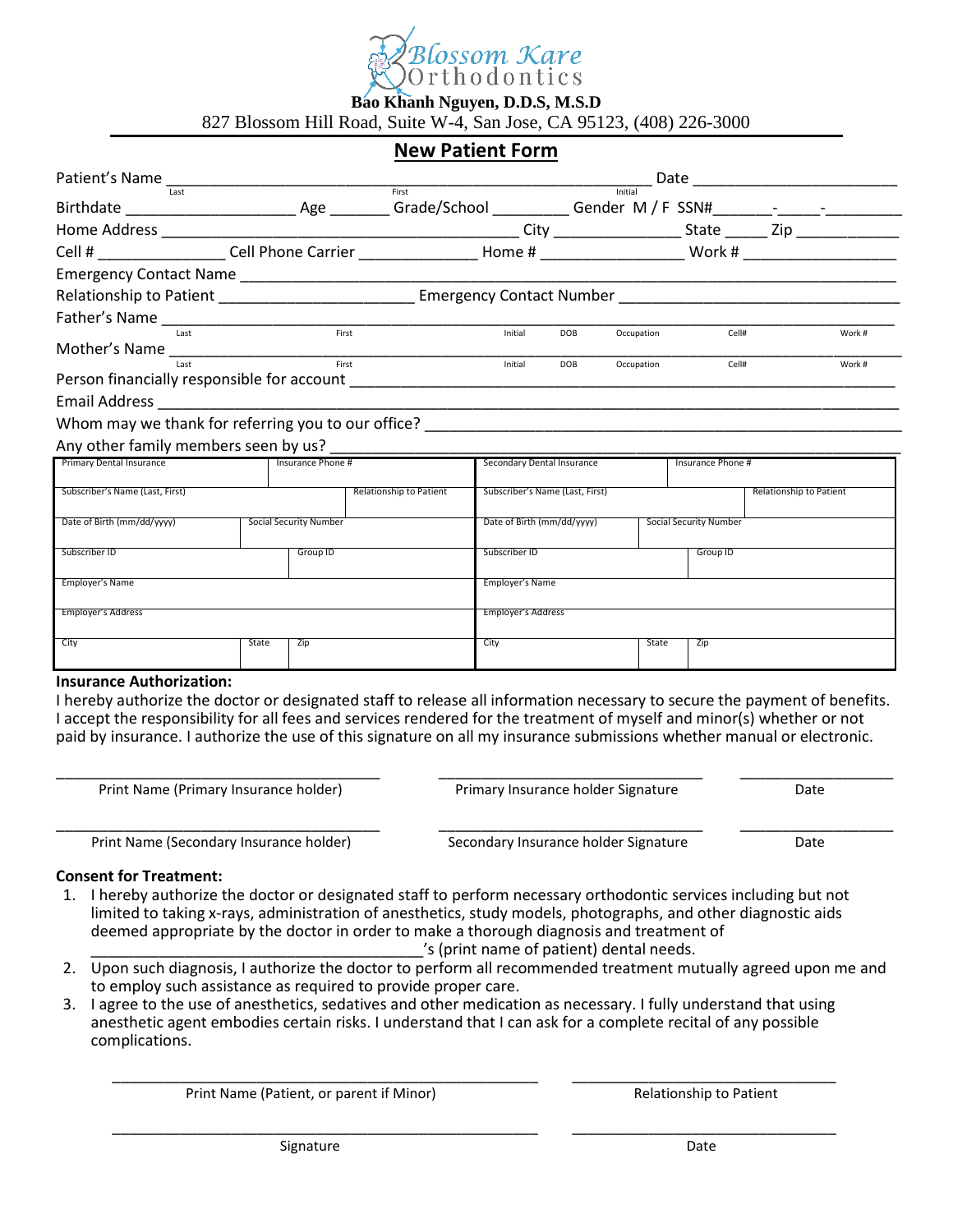# Blossom Kare Orthodontics

**Bao Khanh Nguyen, D.D.S, M.S.D**

827 Blossom Hill Road, Suite W-4, San Jose, CA 95123, (408) 226-3000

## New Patient Form

Patient's Name ______________________________________________ Date ____________________
(Last / First / Initial)

Birthdate ________________ Age ______ Grade/School ________ Gender M / F SSN#______-_____-________

Home Address ____________________________________ City ______________ State _____ Zip ___________

Cell # ______________ Cell Phone Carrier _____________ Home # _______________ Work # ________________

Emergency Contact Name ______________________________________________________________________

Relationship to Patient ______________________ Emergency Contact Number _______________________________

Father's Name ______________________________________________________________________________
(Last / First / Initial / DOB / Occupation / Cell# / Work #)

Mother's Name ______________________________________________________________________________
(Last / First / Initial / DOB / Occupation / Cell# / Work #)

Person financially responsible for account __________________________________________________________

Email Address ______________________________________________________________________________

Whom may we thank for referring you to our office? ____________________________________________________

Any other family members seen by us? _____________________________________________________________

| Primary Dental Insurance | | Insurance Phone # | Secondary Dental Insurance | | Insurance Phone # |
|---|---|---|---|---|---|
| Subscriber's Name (Last, First) | | Relationship to Patient | Subscriber's Name (Last, First) | | Relationship to Patient |
| Date of Birth (mm/dd/yyyy) | Social Security Number | | Date of Birth (mm/dd/yyyy) | Social Security Number | |
| Subscriber ID | Group ID | | Subscriber ID | Group ID | |
| Employer's Name | | | Employer's Name | | |
| Employer's Address | | | Employer's Address | | |
| City | State | Zip | City | State | Zip |

**Insurance Authorization:**

I hereby authorize the doctor or designated staff to release all information necessary to secure the payment of benefits. I accept the responsibility for all fees and services rendered for the treatment of myself and minor(s) whether or not paid by insurance. I authorize the use of this signature on all my insurance submissions whether manual or electronic.

______________________________ ______________________________ ______________
Print Name (Primary Insurance holder) Primary Insurance holder Signature Date

______________________________ ______________________________ ______________
Print Name (Secondary Insurance holder) Secondary Insurance holder Signature Date

**Consent for Treatment:**

1. I hereby authorize the doctor or designated staff to perform necessary orthodontic services including but not limited to taking x-rays, administration of anesthetics, study models, photographs, and other diagnostic aids deemed appropriate by the doctor in order to make a thorough diagnosis and treatment of ____________________________________'s (print name of patient) dental needs.
2. Upon such diagnosis, I authorize the doctor to perform all recommended treatment mutually agreed upon me and to employ such assistance as required to provide proper care.
3. I agree to the use of anesthetics, sedatives and other medication as necessary. I fully understand that using anesthetic agent embodies certain risks. I understand that I can ask for a complete recital of any possible complications.

________________________________________ ______________________________
Print Name (Patient, or parent if Minor) Relationship to Patient

________________________________________ ______________________________
Signature Date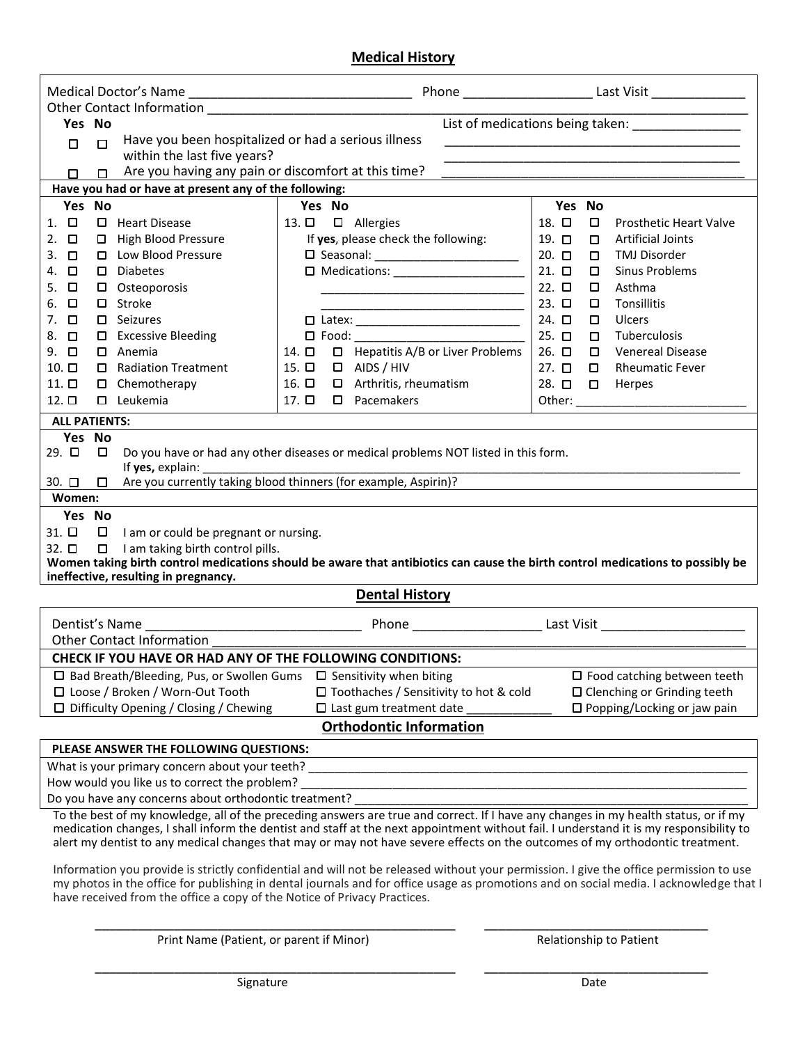## Medical History

Medical Doctor's Name _______________________________ Phone __________________ Last Visit _____________

Other Contact Information ____________________________________________________________________________

| Yes | No | | |
|---|---|---|---|
| ☐ | ☐ | Have you been hospitalized or had a serious illness within the last five years? | List of medications being taken: _______________ |
| ☐ | ☐ | Are you having any pain or discomfort at this time? | |

**Have you had or have at present any of the following:**

| | Yes | No | | | Yes | No | | | Yes | No | |
|---|---|---|---|---|---|---|---|---|---|---|---|
| 1. | ☐ | ☐ | Heart Disease | 13. | ☐ | ☐ | Allergies | 18. | ☐ | ☐ | Prosthetic Heart Valve |
| 2. | ☐ | ☐ | High Blood Pressure | | | | If **yes**, please check the following: | 19. | ☐ | ☐ | Artificial Joints |
| 3. | ☐ | ☐ | Low Blood Pressure | | | | ☐ Seasonal: ______________________ | 20. | ☐ | ☐ | TMJ Disorder |
| 4. | ☐ | ☐ | Diabetes | | | | ☐ Medications: ____________________ | 21. | ☐ | ☐ | Sinus Problems |
| 5. | ☐ | ☐ | Osteoporosis | | | | ________________________________ | 22. | ☐ | ☐ | Asthma |
| 6. | ☐ | ☐ | Stroke | | | | ________________________________ | 23. | ☐ | ☐ | Tonsillitis |
| 7. | ☐ | ☐ | Seizures | | | | ☐ Latex: _________________________ | 24. | ☐ | ☐ | Ulcers |
| 8. | ☐ | ☐ | Excessive Bleeding | | | | ☐ Food: __________________________ | 25. | ☐ | ☐ | Tuberculosis |
| 9. | ☐ | ☐ | Anemia | 14. | ☐ | ☐ | Hepatitis A/B or Liver Problems | 26. | ☐ | ☐ | Venereal Disease |
| 10. | ☐ | ☐ | Radiation Treatment | 15. | ☐ | ☐ | AIDS / HIV | 27. | ☐ | ☐ | Rheumatic Fever |
| 11. | ☐ | ☐ | Chemotherapy | 16. | ☐ | ☐ | Arthritis, rheumatism | 28. | ☐ | ☐ | Herpes |
| 12. | ☐ | ☐ | Leukemia | 17. | ☐ | ☐ | Pacemakers | Other: __________________________ | | | |

**ALL PATIENTS:**

| | Yes | No | |
|---|---|---|---|
| 29. | ☐ | ☐ | Do you have or had any other diseases or medical problems NOT listed in this form. If **yes,** explain: ______________________________ |
| 30. | ☐ | ☐ | Are you currently taking blood thinners (for example, Aspirin)? |

**Women:**

| | Yes | No | |
|---|---|---|---|
| 31. | ☐ | ☐ | I am or could be pregnant or nursing. |
| 32. | ☐ | ☐ | I am taking birth control pills. |

**Women taking birth control medications should be aware that antibiotics can cause the birth control medications to possibly be ineffective, resulting in pregnancy.**

## Dental History

Dentist's Name ______________________________ Phone _________________ Last Visit ____________________

Other Contact Information ____________________________________________________________________________

**CHECK IF YOU HAVE OR HAD ANY OF THE FOLLOWING CONDITIONS:**

| | | |
|---|---|---|
| ☐ Bad Breath/Bleeding, Pus, or Swollen Gums | ☐ Sensitivity when biting | ☐ Food catching between teeth |
| ☐ Loose / Broken / Worn-Out Tooth | ☐ Toothaches / Sensitivity to hot & cold | ☐ Clenching or Grinding teeth |
| ☐ Difficulty Opening / Closing / Chewing | ☐ Last gum treatment date _____________ | ☐ Popping/Locking or jaw pain |

## Orthodontic Information

**PLEASE ANSWER THE FOLLOWING QUESTIONS:**

What is your primary concern about your teeth? ______________________________________________________________

How would you like us to correct the problem? ______________________________________________________________

Do you have any concerns about orthodontic treatment? _______________________________________________________

To the best of my knowledge, all of the preceding answers are true and correct. If I have any changes in my health status, or if my medication changes, I shall inform the dentist and staff at the next appointment without fail. I understand it is my responsibility to alert my dentist to any medical changes that may or may not have severe effects on the outcomes of my orthodontic treatment.

Information you provide is strictly confidential and will not be released without your permission. I give the office permission to use my photos in the office for publishing in dental journals and for office usage as promotions and on social media. I acknowledge that I have received from the office a copy of the Notice of Privacy Practices.

_____________________________________________________ Print Name (Patient, or parent if Minor)

_________________________________ Relationship to Patient

_____________________________________________________ Signature

_________________________________ Date